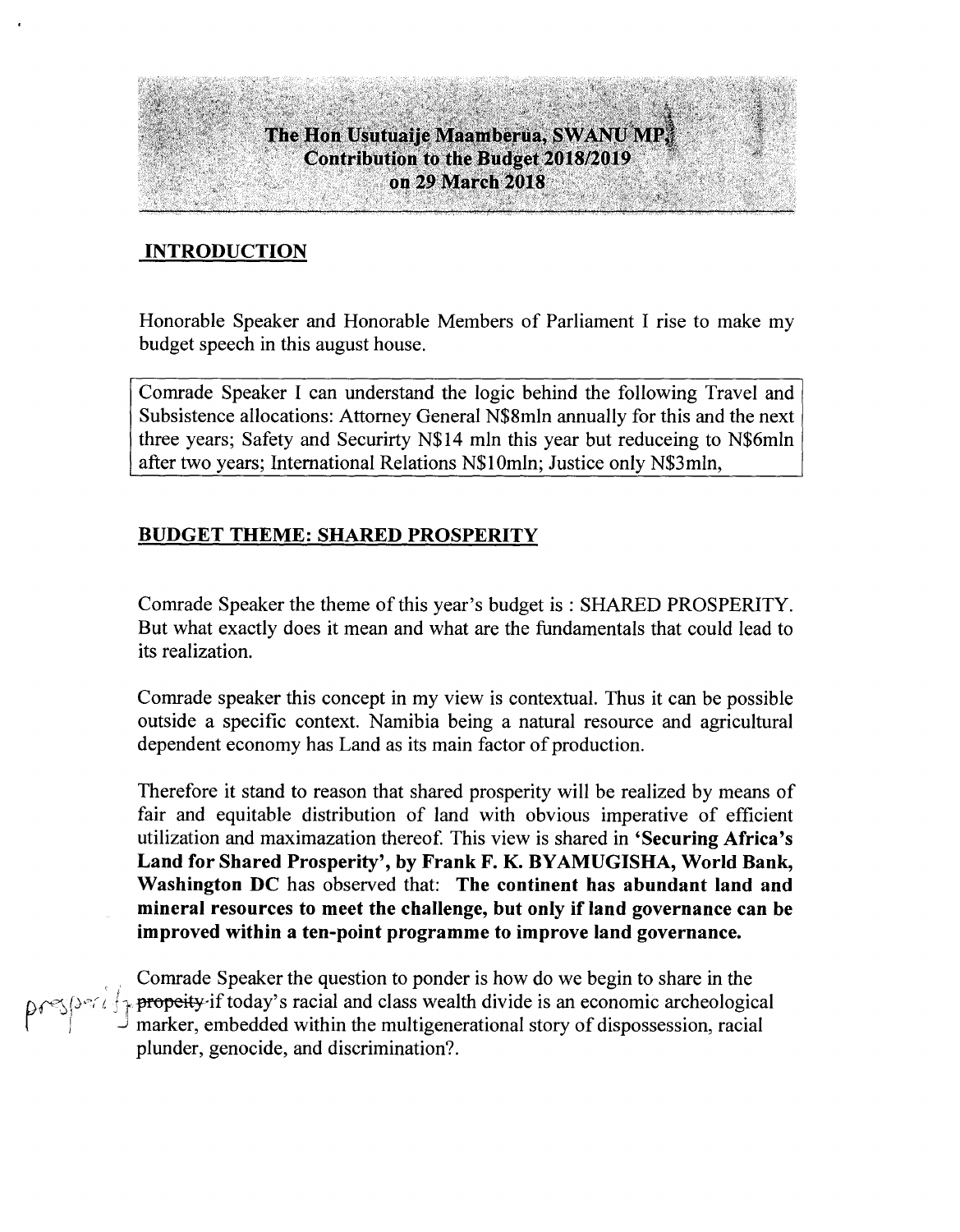**The Hon Usutuaije Maamberua, SWANU MP,**
**Contribution to the Budget 2018/2019**
**on 29 March 2018**

## INTRODUCTION

Honorable Speaker and Honorable Members of Parliament I rise to make my budget speech in this august house.

Comrade Speaker I can understand the logic behind the following Travel and Subsistence allocations: Attorney General N$8mln annually for this and the next three years; Safety and Securirty N$14 mln this year but reduceing to N$6mln after two years; International Relations N$10mln; Justice only N$3mln,

## BUDGET THEME: SHARED PROSPERITY

Comrade Speaker the theme of this year's budget is : SHARED PROSPERITY. But what exactly does it mean and what are the fundamentals that could lead to its realization.

Comrade speaker this concept in my view is contextual. Thus it can be possible outside a specific context. Namibia being a natural resource and agricultural dependent economy has Land as its main factor of production.

Therefore it stand to reason that shared prosperity will be realized by means of fair and equitable distribution of land with obvious imperative of efficient utilization and maximazation thereof. This view is shared in **'Securing Africa's Land for Shared Prosperity', by Frank F. K. BYAMUGISHA, World Bank, Washington DC** has observed that: **The continent has abundant land and mineral resources to meet the challenge, but only if land governance can be improved within a ten-point programme to improve land governance.**

Comrade Speaker the question to ponder is how do we begin to share in the ~~propeity~~ prosperity if today's racial and class wealth divide is an economic archeological marker, embedded within the multigenerational story of dispossession, racial plunder, genocide, and discrimination?.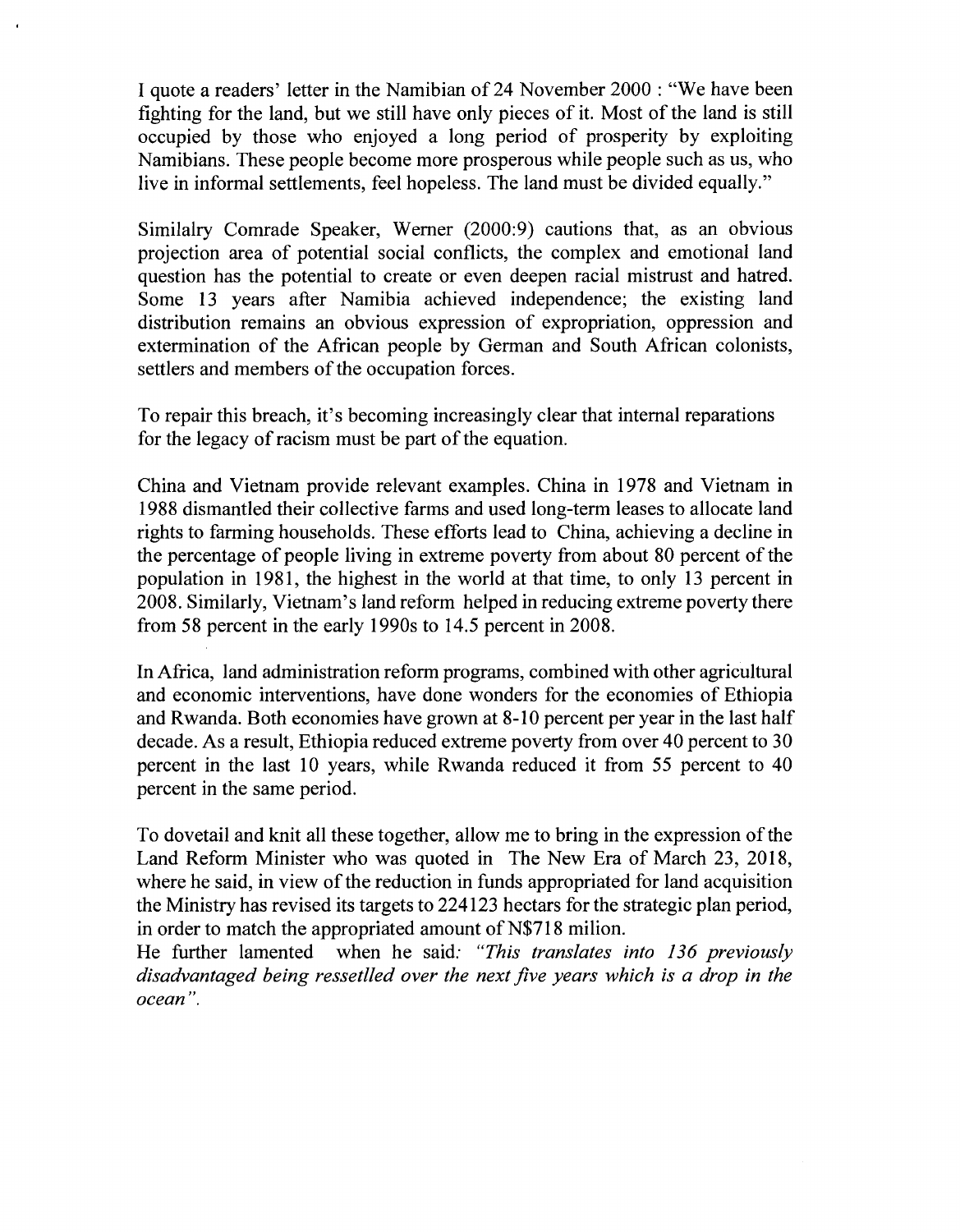I quote a readers' letter in the Namibian of 24 November 2000 : "We have been fighting for the land, but we still have only pieces of it. Most of the land is still occupied by those who enjoyed a long period of prosperity by exploiting Namibians. These people become more prosperous while people such as us, who live in informal settlements, feel hopeless. The land must be divided equally."

Similalry Comrade Speaker, Werner (2000:9) cautions that, as an obvious projection area of potential social conflicts, the complex and emotional land question has the potential to create or even deepen racial mistrust and hatred. Some 13 years after Namibia achieved independence; the existing land distribution remains an obvious expression of expropriation, oppression and extermination of the African people by German and South African colonists, settlers and members of the occupation forces.

To repair this breach, it's becoming increasingly clear that internal reparations for the legacy of racism must be part of the equation.

China and Vietnam provide relevant examples. China in 1978 and Vietnam in 1988 dismantled their collective farms and used long-term leases to allocate land rights to farming households. These efforts lead to China, achieving a decline in the percentage of people living in extreme poverty from about 80 percent of the population in 1981, the highest in the world at that time, to only 13 percent in 2008. Similarly, Vietnam's land reform helped in reducing extreme poverty there from 58 percent in the early 1990s to 14.5 percent in 2008.

In Africa, land administration reform programs, combined with other agricultural and economic interventions, have done wonders for the economies of Ethiopia and Rwanda. Both economies have grown at 8-10 percent per year in the last half decade. As a result, Ethiopia reduced extreme poverty from over 40 percent to 30 percent in the last 10 years, while Rwanda reduced it from 55 percent to 40 percent in the same period.

To dovetail and knit all these together, allow me to bring in the expression of the Land Reform Minister who was quoted in The New Era of March 23, 2018, where he said, in view of the reduction in funds appropriated for land acquisition the Ministry has revised its targets to 224123 hectars for the strategic plan period, in order to match the appropriated amount of N$718 milion.
He further lamented when he said: *"This translates into 136 previously disadvantaged being ressetlled over the next five years which is a drop in the ocean".*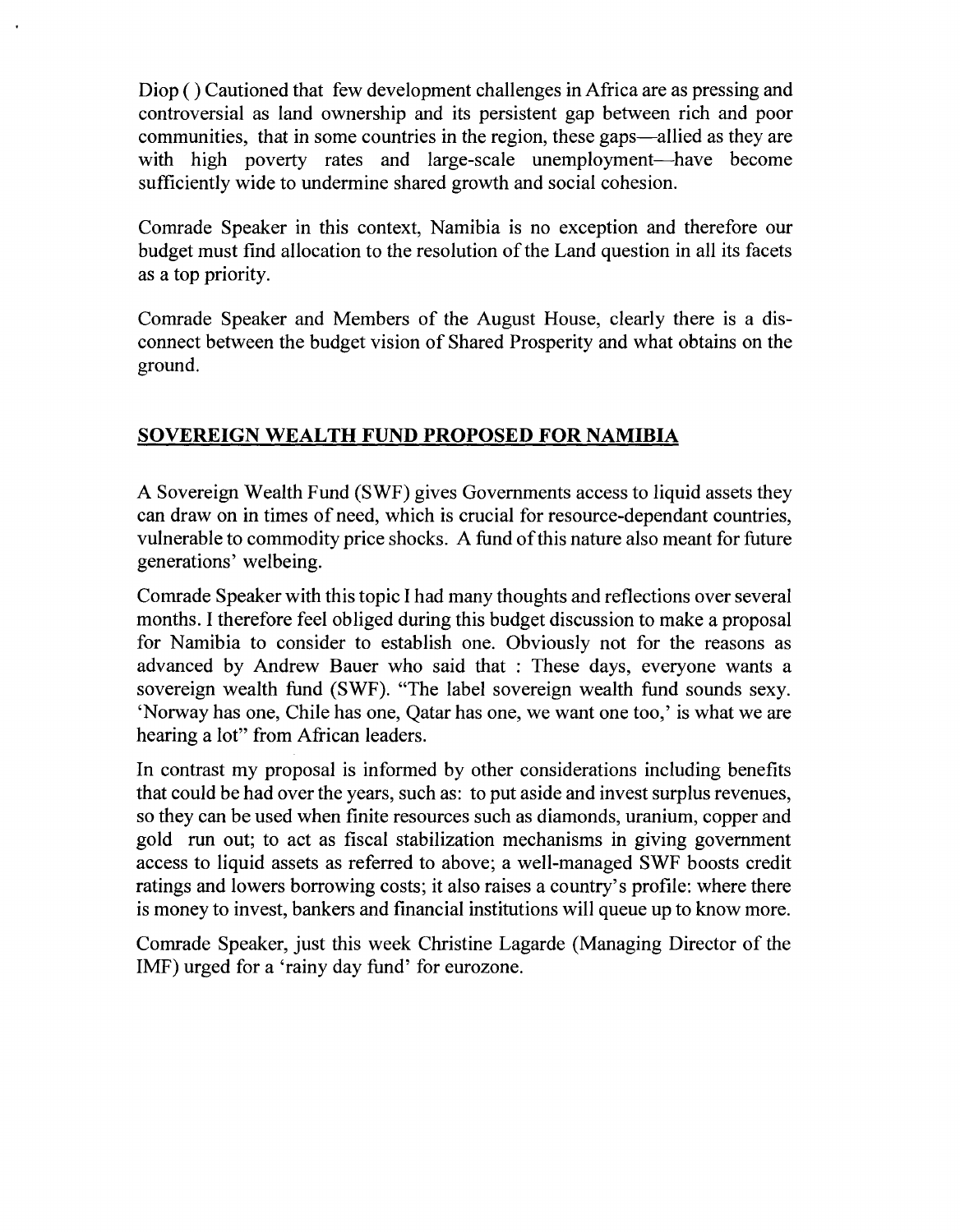Diop ( ) Cautioned that few development challenges in Africa are as pressing and controversial as land ownership and its persistent gap between rich and poor communities, that in some countries in the region, these gaps—allied as they are with high poverty rates and large-scale unemployment—have become sufficiently wide to undermine shared growth and social cohesion.

Comrade Speaker in this context, Namibia is no exception and therefore our budget must find allocation to the resolution of the Land question in all its facets as a top priority.

Comrade Speaker and Members of the August House, clearly there is a dis-connect between the budget vision of Shared Prosperity and what obtains on the ground.

## SOVEREIGN WEALTH FUND PROPOSED FOR NAMIBIA

A Sovereign Wealth Fund (SWF) gives Governments access to liquid assets they can draw on in times of need, which is crucial for resource-dependant countries, vulnerable to commodity price shocks. A fund of this nature also meant for future generations' welbeing.

Comrade Speaker with this topic I had many thoughts and reflections over several months. I therefore feel obliged during this budget discussion to make a proposal for Namibia to consider to establish one. Obviously not for the reasons as advanced by Andrew Bauer who said that : These days, everyone wants a sovereign wealth fund (SWF). "The label sovereign wealth fund sounds sexy. 'Norway has one, Chile has one, Qatar has one, we want one too,' is what we are hearing a lot" from African leaders.

In contrast my proposal is informed by other considerations including benefits that could be had over the years, such as: to put aside and invest surplus revenues, so they can be used when finite resources such as diamonds, uranium, copper and gold run out; to act as fiscal stabilization mechanisms in giving government access to liquid assets as referred to above; a well-managed SWF boosts credit ratings and lowers borrowing costs; it also raises a country's profile: where there is money to invest, bankers and financial institutions will queue up to know more.

Comrade Speaker, just this week Christine Lagarde (Managing Director of the IMF) urged for a 'rainy day fund' for eurozone.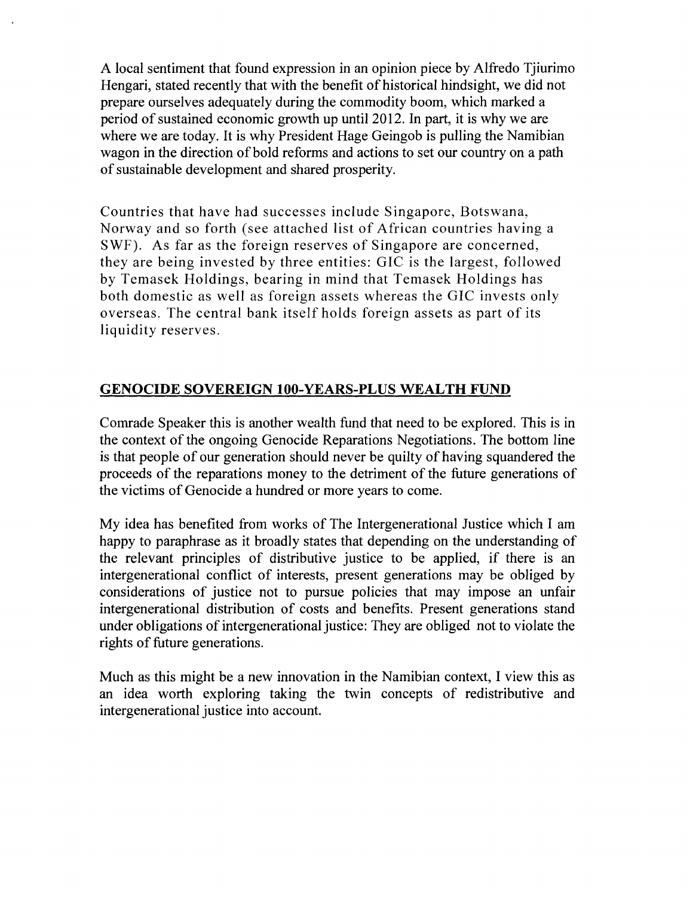A local sentiment that found expression in an opinion piece by Alfredo Tjiurimo Hengari, stated recently that with the benefit of historical hindsight, we did not prepare ourselves adequately during the commodity boom, which marked a period of sustained economic growth up until 2012. In part, it is why we are where we are today. It is why President Hage Geingob is pulling the Namibian wagon in the direction of bold reforms and actions to set our country on a path of sustainable development and shared prosperity.

Countries that have had successes include Singapore, Botswana, Norway and so forth (see attached list of African countries having a SWF). As far as the foreign reserves of Singapore are concerned, they are being invested by three entities: GIC is the largest, followed by Temasek Holdings, bearing in mind that Temasek Holdings has both domestic as well as foreign assets whereas the GIC invests only overseas. The central bank itself holds foreign assets as part of its liquidity reserves.

## GENOCIDE SOVEREIGN 100-YEARS-PLUS WEALTH FUND

Comrade Speaker this is another wealth fund that need to be explored. This is in the context of the ongoing Genocide Reparations Negotiations. The bottom line is that people of our generation should never be quilty of having squandered the proceeds of the reparations money to the detriment of the future generations of the victims of Genocide a hundred or more years to come.

My idea has benefited from works of The Intergenerational Justice which I am happy to paraphrase as it broadly states that depending on the understanding of the relevant principles of distributive justice to be applied, if there is an intergenerational conflict of interests, present generations may be obliged by considerations of justice not to pursue policies that may impose an unfair intergenerational distribution of costs and benefits. Present generations stand under obligations of intergenerational justice: They are obliged not to violate the rights of future generations.

Much as this might be a new innovation in the Namibian context, I view this as an idea worth exploring taking the twin concepts of redistributive and intergenerational justice into account.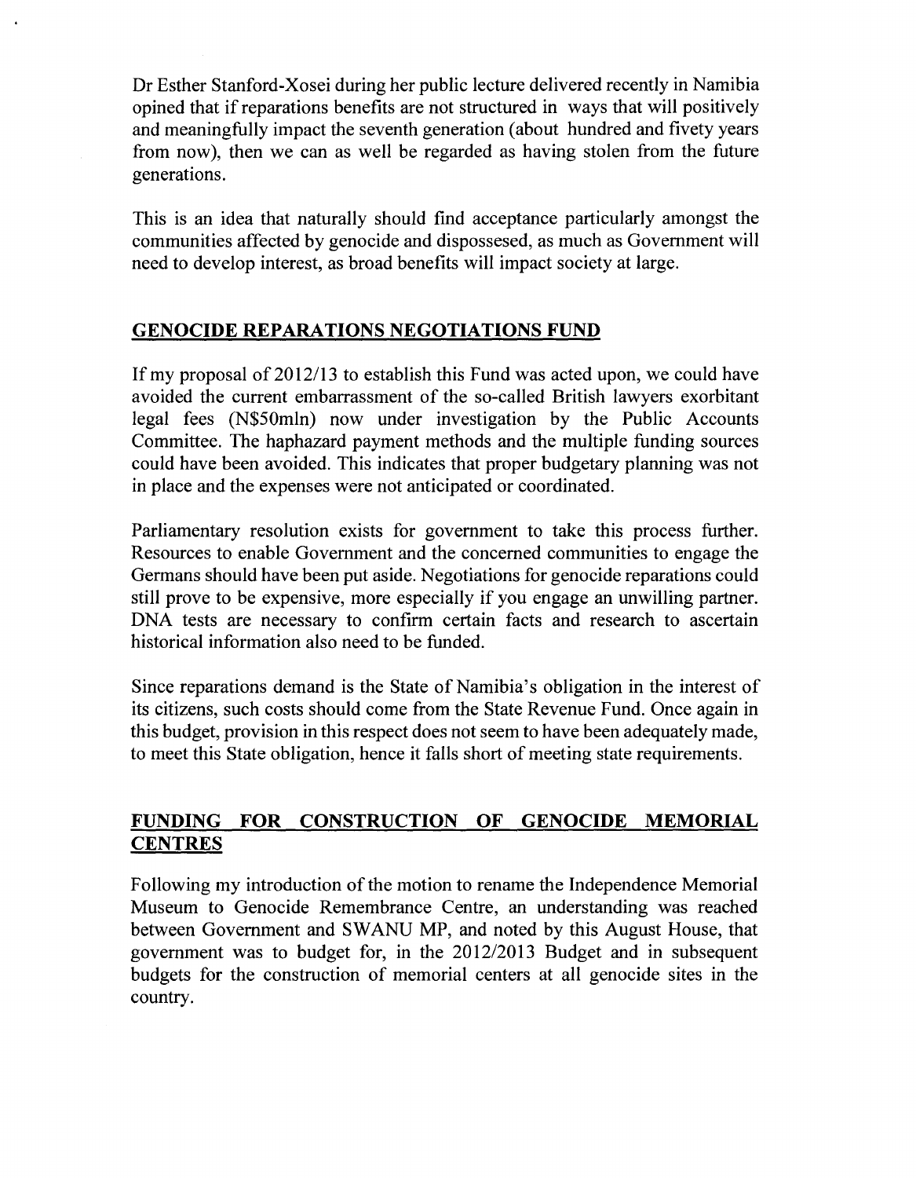Dr Esther Stanford-Xosei during her public lecture delivered recently in Namibia opined that if reparations benefits are not structured in ways that will positively and meaningfully impact the seventh generation (about hundred and fivety years from now), then we can as well be regarded as having stolen from the future generations.

This is an idea that naturally should find acceptance particularly amongst the communities affected by genocide and dispossesed, as much as Government will need to develop interest, as broad benefits will impact society at large.

## GENOCIDE REPARATIONS NEGOTIATIONS FUND

If my proposal of 2012/13 to establish this Fund was acted upon, we could have avoided the current embarrassment of the so-called British lawyers exorbitant legal fees (N$50mln) now under investigation by the Public Accounts Committee. The haphazard payment methods and the multiple funding sources could have been avoided. This indicates that proper budgetary planning was not in place and the expenses were not anticipated or coordinated.

Parliamentary resolution exists for government to take this process further. Resources to enable Government and the concerned communities to engage the Germans should have been put aside. Negotiations for genocide reparations could still prove to be expensive, more especially if you engage an unwilling partner. DNA tests are necessary to confirm certain facts and research to ascertain historical information also need to be funded.

Since reparations demand is the State of Namibia's obligation in the interest of its citizens, such costs should come from the State Revenue Fund. Once again in this budget, provision in this respect does not seem to have been adequately made, to meet this State obligation, hence it falls short of meeting state requirements.

## FUNDING FOR CONSTRUCTION OF GENOCIDE MEMORIAL CENTRES

Following my introduction of the motion to rename the Independence Memorial Museum to Genocide Remembrance Centre, an understanding was reached between Government and SWANU MP, and noted by this August House, that government was to budget for, in the 2012/2013 Budget and in subsequent budgets for the construction of memorial centers at all genocide sites in the country.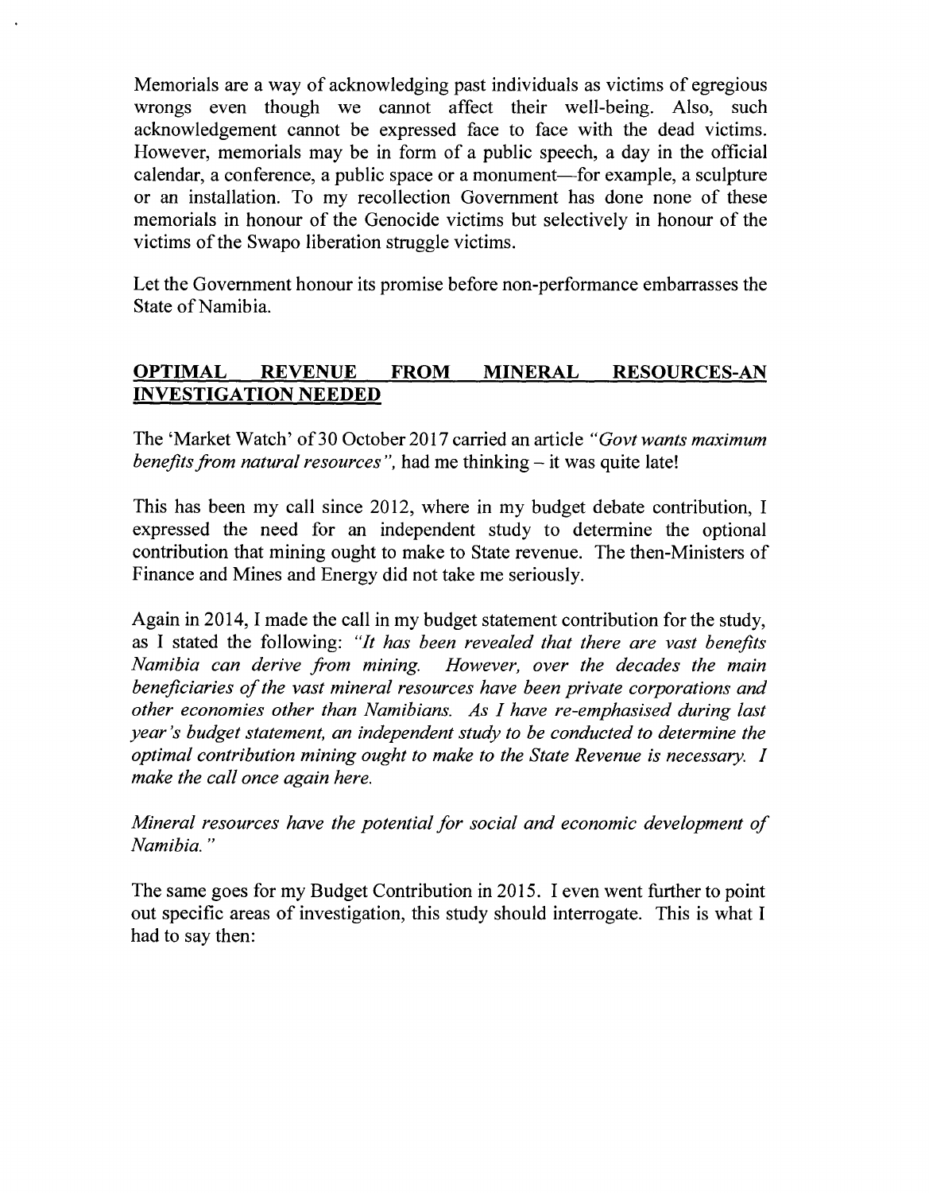Memorials are a way of acknowledging past individuals as victims of egregious wrongs even though we cannot affect their well-being. Also, such acknowledgement cannot be expressed face to face with the dead victims. However, memorials may be in form of a public speech, a day in the official calendar, a conference, a public space or a monument—for example, a sculpture or an installation. To my recollection Government has done none of these memorials in honour of the Genocide victims but selectively in honour of the victims of the Swapo liberation struggle victims.

Let the Government honour its promise before non-performance embarrasses the State of Namibia.

## **OPTIMAL REVENUE FROM MINERAL RESOURCES-AN INVESTIGATION NEEDED**

The 'Market Watch' of 30 October 2017 carried an article *"Govt wants maximum benefits from natural resources"*, had me thinking – it was quite late!

This has been my call since 2012, where in my budget debate contribution, I expressed the need for an independent study to determine the optional contribution that mining ought to make to State revenue. The then-Ministers of Finance and Mines and Energy did not take me seriously.

Again in 2014, I made the call in my budget statement contribution for the study, as I stated the following: *"It has been revealed that there are vast benefits Namibia can derive from mining. However, over the decades the main beneficiaries of the vast mineral resources have been private corporations and other economies other than Namibians. As I have re-emphasised during last year's budget statement, an independent study to be conducted to determine the optimal contribution mining ought to make to the State Revenue is necessary. I make the call once again here.*

*Mineral resources have the potential for social and economic development of Namibia."*

The same goes for my Budget Contribution in 2015. I even went further to point out specific areas of investigation, this study should interrogate. This is what I had to say then: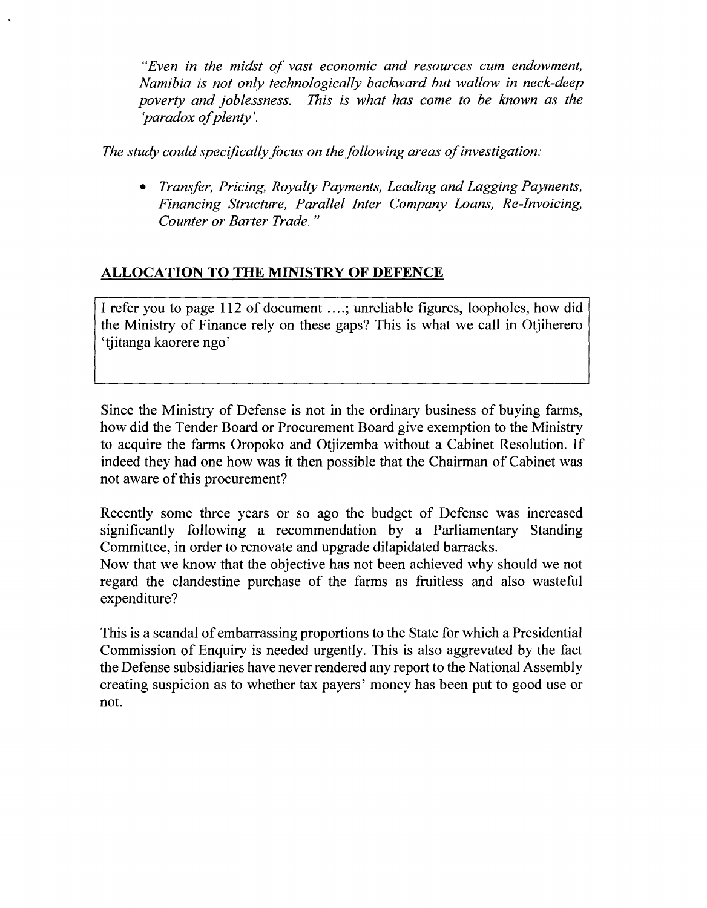*"Even in the midst of vast economic and resources cum endowment, Namibia is not only technologically backward but wallow in neck-deep poverty and joblessness. This is what has come to be known as the 'paradox of plenty'.*

*The study could specifically focus on the following areas of investigation:*

- *Transfer, Pricing, Royalty Payments, Leading and Lagging Payments, Financing Structure, Parallel Inter Company Loans, Re-Invoicing, Counter or Barter Trade."*

## ALLOCATION TO THE MINISTRY OF DEFENCE

I refer you to page 112 of document ....; unreliable figures, loopholes, how did the Ministry of Finance rely on these gaps? This is what we call in Otjiherero 'tjitanga kaorere ngo'

Since the Ministry of Defense is not in the ordinary business of buying farms, how did the Tender Board or Procurement Board give exemption to the Ministry to acquire the farms Oropoko and Otjizemba without a Cabinet Resolution. If indeed they had one how was it then possible that the Chairman of Cabinet was not aware of this procurement?

Recently some three years or so ago the budget of Defense was increased significantly following a recommendation by a Parliamentary Standing Committee, in order to renovate and upgrade dilapidated barracks.
Now that we know that the objective has not been achieved why should we not regard the clandestine purchase of the farms as fruitless and also wasteful expenditure?

This is a scandal of embarrassing proportions to the State for which a Presidential Commission of Enquiry is needed urgently. This is also aggrevated by the fact the Defense subsidiaries have never rendered any report to the National Assembly creating suspicion as to whether tax payers' money has been put to good use or not.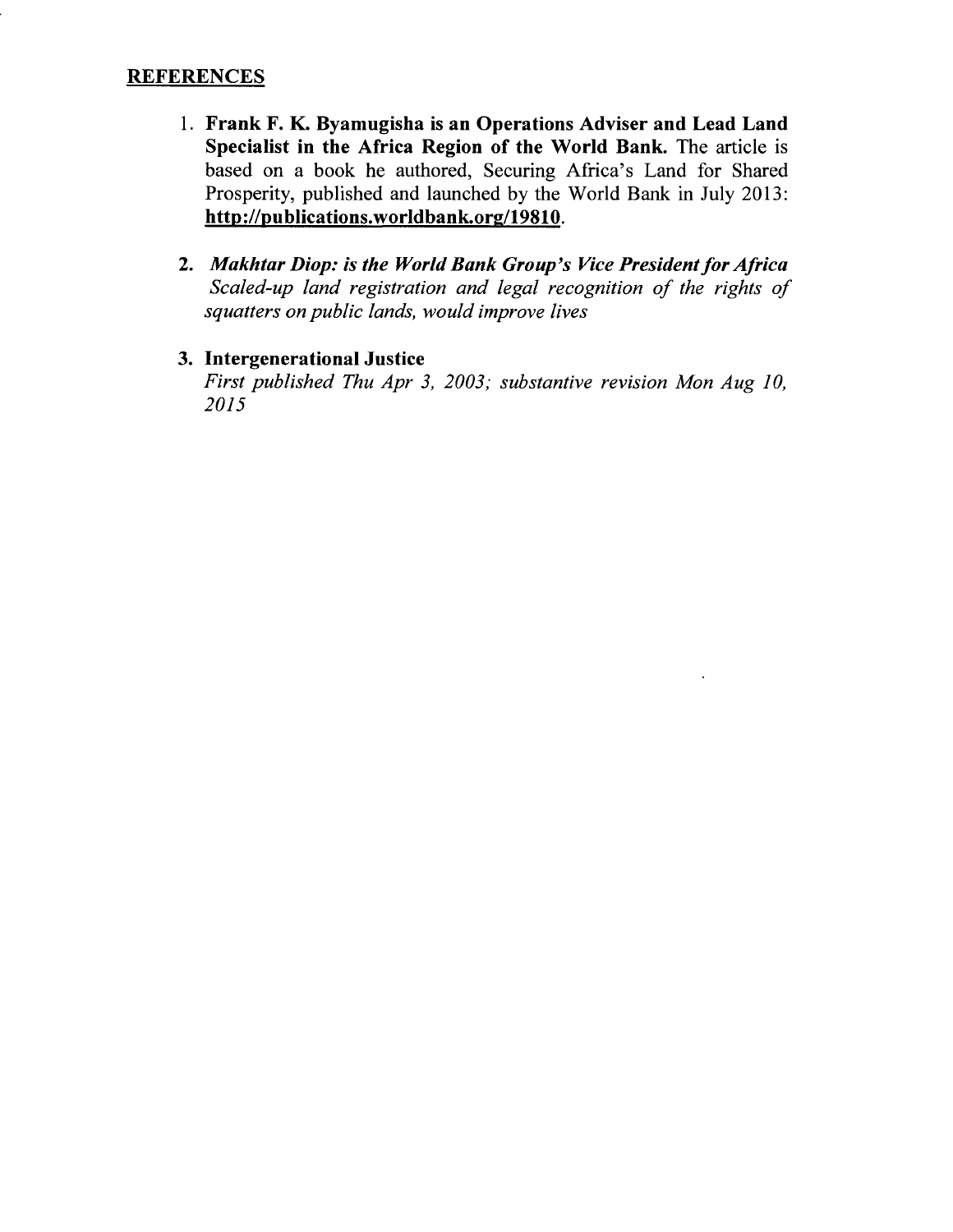## REFERENCES

1. **Frank F. K. Byamugisha is an Operations Adviser and Lead Land Specialist in the Africa Region of the World Bank.** The article is based on a book he authored, Securing Africa's Land for Shared Prosperity, published and launched by the World Bank in July 2013: **http://publications.worldbank.org/19810**.

2. ***Makhtar Diop: is the World Bank Group's Vice President for Africa***
   *Scaled-up land registration and legal recognition of the rights of squatters on public lands, would improve lives*

3. **Intergenerational Justice**
   *First published Thu Apr 3, 2003; substantive revision Mon Aug 10, 2015*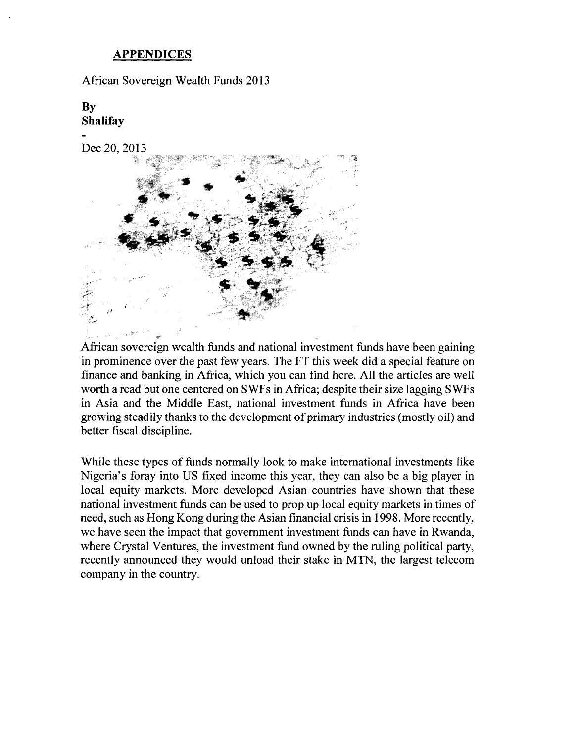## APPENDICES

African Sovereign Wealth Funds 2013

**By**
**Shalifay**

-

Dec 20, 2013

African sovereign wealth funds and national investment funds have been gaining in prominence over the past few years. The FT this week did a special feature on finance and banking in Africa, which you can find here. All the articles are well worth a read but one centered on SWFs in Africa; despite their size lagging SWFs in Asia and the Middle East, national investment funds in Africa have been growing steadily thanks to the development of primary industries (mostly oil) and better fiscal discipline.

While these types of funds normally look to make international investments like Nigeria's foray into US fixed income this year, they can also be a big player in local equity markets. More developed Asian countries have shown that these national investment funds can be used to prop up local equity markets in times of need, such as Hong Kong during the Asian financial crisis in 1998. More recently, we have seen the impact that government investment funds can have in Rwanda, where Crystal Ventures, the investment fund owned by the ruling political party, recently announced they would unload their stake in MTN, the largest telecom company in the country.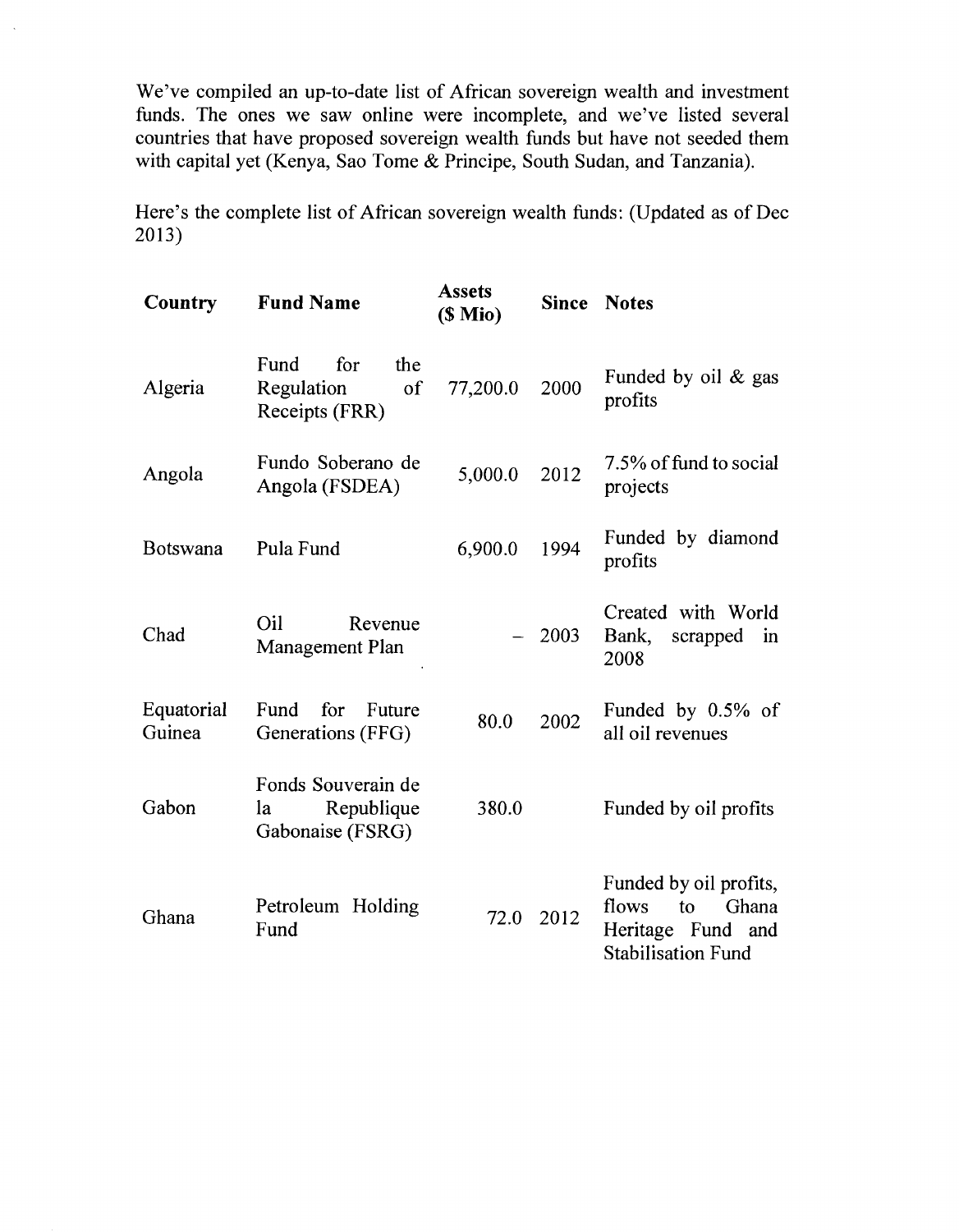We've compiled an up-to-date list of African sovereign wealth and investment funds. The ones we saw online were incomplete, and we've listed several countries that have proposed sovereign wealth funds but have not seeded them with capital yet (Kenya, Sao Tome & Principe, South Sudan, and Tanzania).

Here's the complete list of African sovereign wealth funds: (Updated as of Dec 2013)

| Country | Fund Name | Assets ($ Mio) | Since | Notes |
|---|---|---|---|---|
| Algeria | Fund for the Regulation of Receipts (FRR) | 77,200.0 | 2000 | Funded by oil & gas profits |
| Angola | Fundo Soberano de Angola (FSDEA) | 5,000.0 | 2012 | 7.5% of fund to social projects |
| Botswana | Pula Fund | 6,900.0 | 1994 | Funded by diamond profits |
| Chad | Oil Revenue Management Plan | – | 2003 | Created with World Bank, scrapped in 2008 |
| Equatorial Guinea | Fund for Future Generations (FFG) | 80.0 | 2002 | Funded by 0.5% of all oil revenues |
| Gabon | Fonds Souverain de la Republique Gabonaise (FSRG) | 380.0 | | Funded by oil profits |
| Ghana | Petroleum Holding Fund | 72.0 | 2012 | Funded by oil profits, flows to Ghana Heritage Fund and Stabilisation Fund |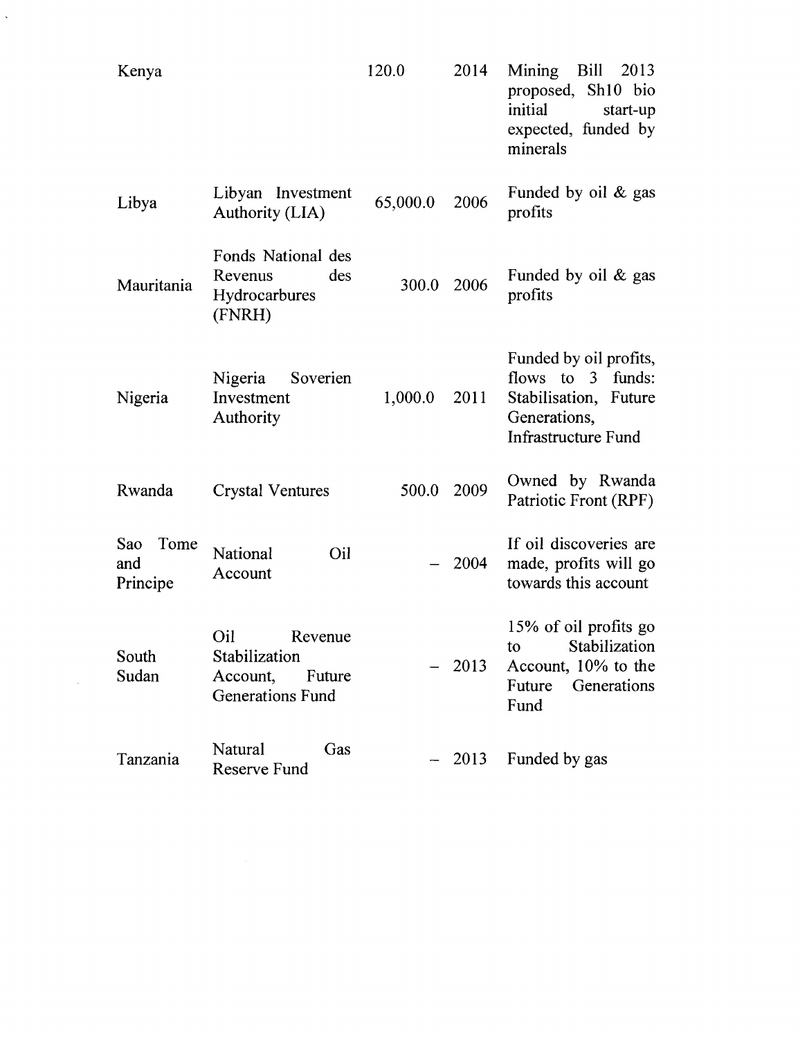| | | | | |
|---|---|---|---|---|
| Kenya | | 120.0 | 2014 | Mining Bill 2013 proposed, Sh10 bio initial start-up expected, funded by minerals |
| Libya | Libyan Investment Authority (LIA) | 65,000.0 | 2006 | Funded by oil & gas profits |
| Mauritania | Fonds National des Revenus des Hydrocarbures (FNRH) | 300.0 | 2006 | Funded by oil & gas profits |
| Nigeria | Nigeria Soverien Investment Authority | 1,000.0 | 2011 | Funded by oil profits, flows to 3 funds: Stabilisation, Future Generations, Infrastructure Fund |
| Rwanda | Crystal Ventures | 500.0 | 2009 | Owned by Rwanda Patriotic Front (RPF) |
| Sao Tome and Principe | National Oil Account | – | 2004 | If oil discoveries are made, profits will go towards this account |
| South Sudan | Oil Revenue Stabilization Account, Future Generations Fund | – | 2013 | 15% of oil profits go to Stabilization Account, 10% to the Future Generations Fund |
| Tanzania | Natural Gas Reserve Fund | – | 2013 | Funded by gas |